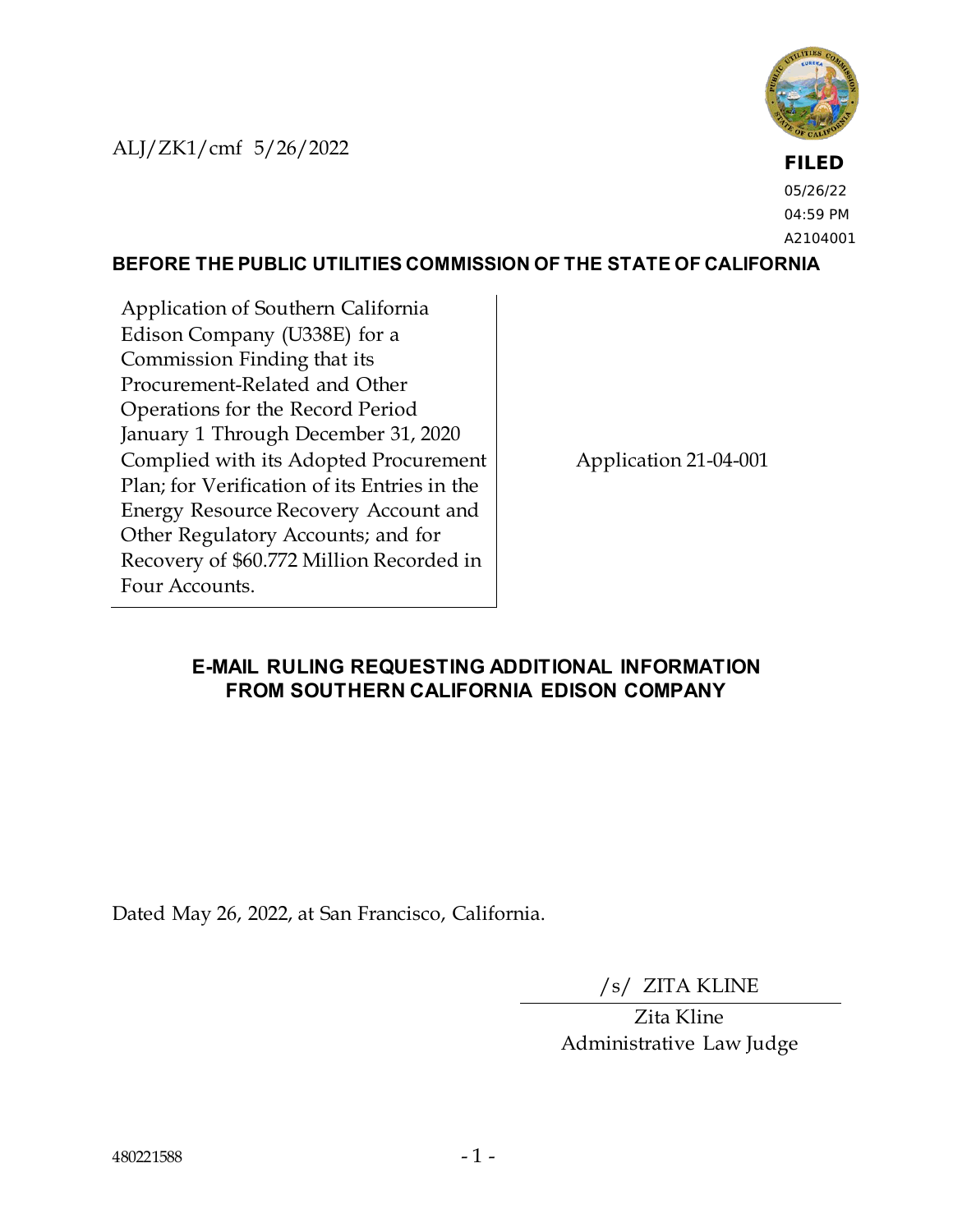ALJ/ZK1/cmf 5/26/2022

**FILED**
05/26/22
04:59 PM
A2104001

**BEFORE THE PUBLIC UTILITIES COMMISSION OF THE STATE OF CALIFORNIA**

| Application of Southern California Edison Company (U338E) for a Commission Finding that its Procurement-Related and Other Operations for the Record Period January 1 Through December 31, 2020 Complied with its Adopted Procurement Plan; for Verification of its Entries in the Energy Resource Recovery Account and Other Regulatory Accounts; and for Recovery of $60.772 Million Recorded in Four Accounts. | Application 21-04-001 |
|---|---|

## E-MAIL RULING REQUESTING ADDITIONAL INFORMATION FROM SOUTHERN CALIFORNIA EDISON COMPANY

Dated May 26, 2022, at San Francisco, California.

/s/ ZITA KLINE

Zita Kline
Administrative Law Judge

480221588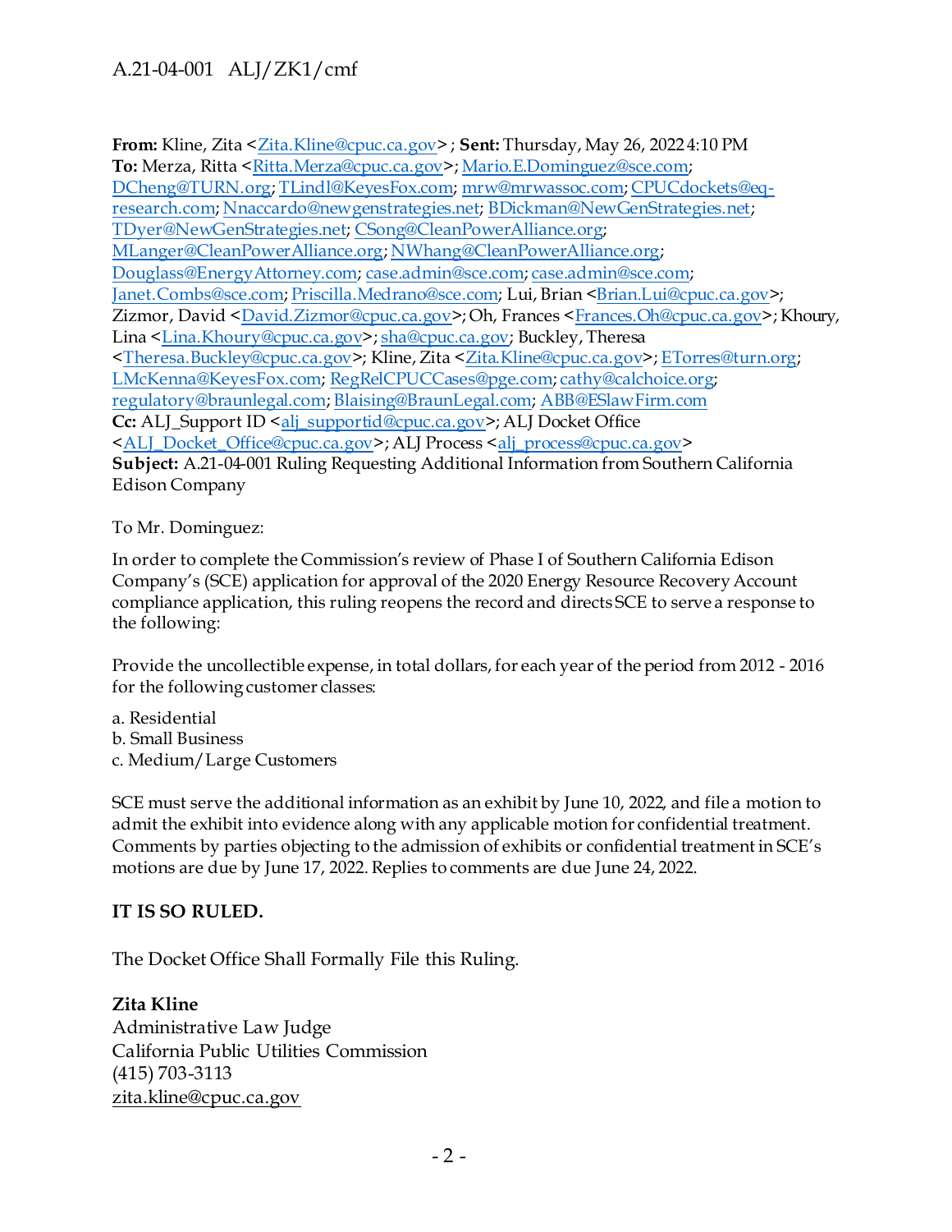**From:** Kline, Zita <Zita.Kline@cpuc.ca.gov> ; **Sent:** Thursday, May 26, 2022 4:10 PM
**To:** Merza, Ritta <Ritta.Merza@cpuc.ca.gov>; Mario.E.Dominguez@sce.com; DCheng@TURN.org; TLindl@KeyesFox.com; mrw@mrwassoc.com; CPUCdockets@eq-research.com; Nnaccardo@newgenstrategies.net; BDickman@NewGenStrategies.net; TDyer@NewGenStrategies.net; CSong@CleanPowerAlliance.org; MLanger@CleanPowerAlliance.org; NWhang@CleanPowerAlliance.org; Douglass@EnergyAttorney.com; case.admin@sce.com; case.admin@sce.com; Janet.Combs@sce.com; Priscilla.Medrano@sce.com; Lui, Brian <Brian.Lui@cpuc.ca.gov>; Zizmor, David <David.Zizmor@cpuc.ca.gov>; Oh, Frances <Frances.Oh@cpuc.ca.gov>; Khoury, Lina <Lina.Khoury@cpuc.ca.gov>; sha@cpuc.ca.gov; Buckley, Theresa <Theresa.Buckley@cpuc.ca.gov>; Kline, Zita <Zita.Kline@cpuc.ca.gov>; ETorres@turn.org; LMcKenna@KeyesFox.com; RegRelCPUCCases@pge.com; cathy@calchoice.org; regulatory@braunlegal.com; Blaising@BraunLegal.com; ABB@ESlawFirm.com
**Cc:** ALJ_Support ID <alj_supportid@cpuc.ca.gov>; ALJ Docket Office <ALJ_Docket_Office@cpuc.ca.gov>; ALJ Process <alj_process@cpuc.ca.gov>
**Subject:** A.21-04-001 Ruling Requesting Additional Information from Southern California Edison Company

To Mr. Dominguez:

In order to complete the Commission's review of Phase I of Southern California Edison Company's (SCE) application for approval of the 2020 Energy Resource Recovery Account compliance application, this ruling reopens the record and directs SCE to serve a response to the following:

Provide the uncollectible expense, in total dollars, for each year of the period from 2012 - 2016 for the following customer classes:

a. Residential
b. Small Business
c. Medium/Large Customers

SCE must serve the additional information as an exhibit by June 10, 2022, and file a motion to admit the exhibit into evidence along with any applicable motion for confidential treatment. Comments by parties objecting to the admission of exhibits or confidential treatment in SCE's motions are due by June 17, 2022. Replies to comments are due June 24, 2022.

**IT IS SO RULED.**

The Docket Office Shall Formally File this Ruling.

**Zita Kline**
Administrative Law Judge
California Public Utilities Commission
(415) 703-3113
zita.kline@cpuc.ca.gov